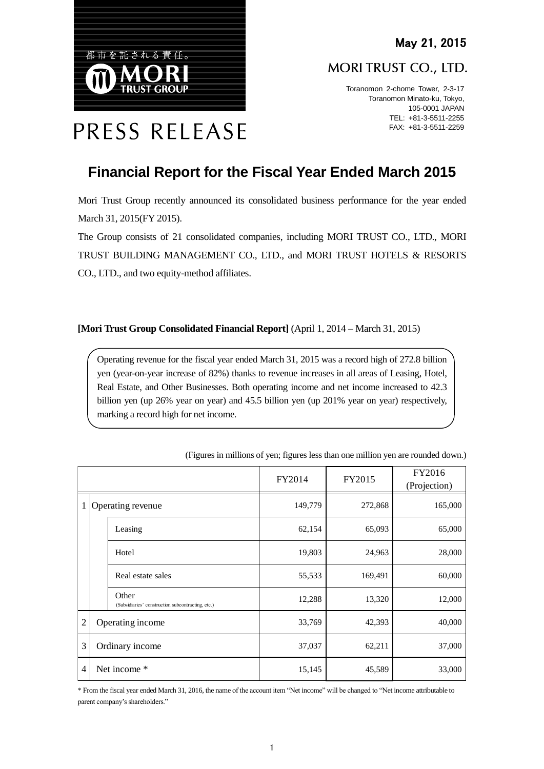May 21, 2015

MORI TRUST CO., LTD.

Toranomon 2-chome Tower, 2-3-17
Toranomon Minato-ku, Tokyo,
105-0001 JAPAN
TEL: +81-3-5511-2255
FAX: +81-3-5511-2259

都市を託される責任。
MORI TRUST GROUP

PRESS RELEASE

# Financial Report for the Fiscal Year Ended March 2015

Mori Trust Group recently announced its consolidated business performance for the year ended March 31, 2015(FY 2015).

The Group consists of 21 consolidated companies, including MORI TRUST CO., LTD., MORI TRUST BUILDING MANAGEMENT CO., LTD., and MORI TRUST HOTELS & RESORTS CO., LTD., and two equity-method affiliates.

**[Mori Trust Group Consolidated Financial Report]** (April 1, 2014 – March 31, 2015)

> Operating revenue for the fiscal year ended March 31, 2015 was a record high of 272.8 billion yen (year-on-year increase of 82%) thanks to revenue increases in all areas of Leasing, Hotel, Real Estate, and Other Businesses. Both operating income and net income increased to 42.3 billion yen (up 26% year on year) and 45.5 billion yen (up 201% year on year) respectively, marking a record high for net income.

(Figures in millions of yen; figures less than one million yen are rounded down.)

| | | | FY2014 | FY2015 | FY2016 (Projection) |
|---|---|---|---|---|---|
| 1 | Operating revenue | | 149,779 | 272,868 | 165,000 |
| | | Leasing | 62,154 | 65,093 | 65,000 |
| | | Hotel | 19,803 | 24,963 | 28,000 |
| | | Real estate sales | 55,533 | 169,491 | 60,000 |
| | | Other (Subsidiaries' construction subcontracting, etc.) | 12,288 | 13,320 | 12,000 |
| 2 | Operating income | | 33,769 | 42,393 | 40,000 |
| 3 | Ordinary income | | 37,037 | 62,211 | 37,000 |
| 4 | Net income * | | 15,145 | 45,589 | 33,000 |

* From the fiscal year ended March 31, 2016, the name of the account item "Net income" will be changed to "Net income attributable to parent company's shareholders."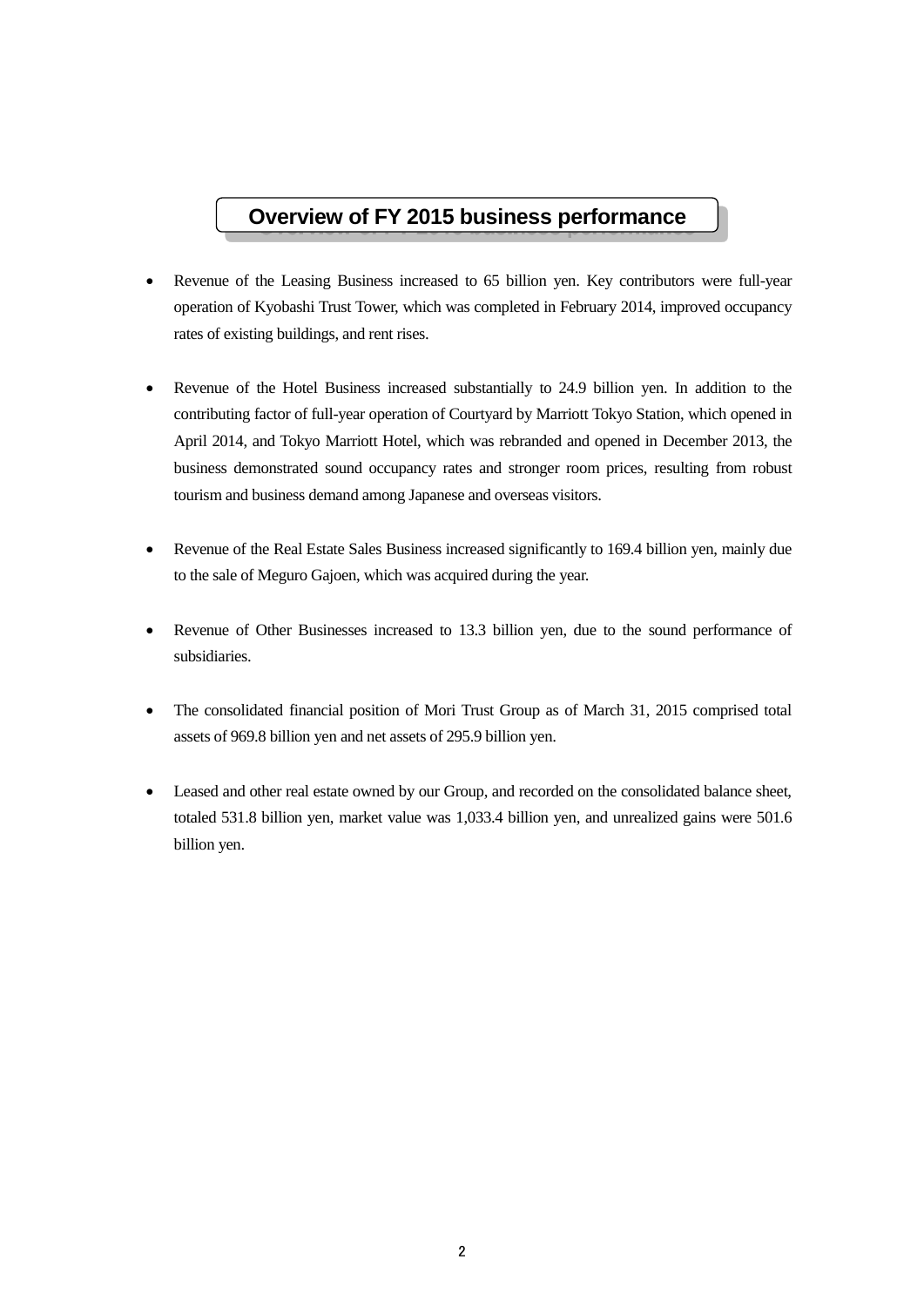## Overview of FY 2015 business performance

- Revenue of the Leasing Business increased to 65 billion yen. Key contributors were full-year operation of Kyobashi Trust Tower, which was completed in February 2014, improved occupancy rates of existing buildings, and rent rises.

- Revenue of the Hotel Business increased substantially to 24.9 billion yen. In addition to the contributing factor of full-year operation of Courtyard by Marriott Tokyo Station, which opened in April 2014, and Tokyo Marriott Hotel, which was rebranded and opened in December 2013, the business demonstrated sound occupancy rates and stronger room prices, resulting from robust tourism and business demand among Japanese and overseas visitors.

- Revenue of the Real Estate Sales Business increased significantly to 169.4 billion yen, mainly due to the sale of Meguro Gajoen, which was acquired during the year.

- Revenue of Other Businesses increased to 13.3 billion yen, due to the sound performance of subsidiaries.

- The consolidated financial position of Mori Trust Group as of March 31, 2015 comprised total assets of 969.8 billion yen and net assets of 295.9 billion yen.

- Leased and other real estate owned by our Group, and recorded on the consolidated balance sheet, totaled 531.8 billion yen, market value was 1,033.4 billion yen, and unrealized gains were 501.6 billion yen.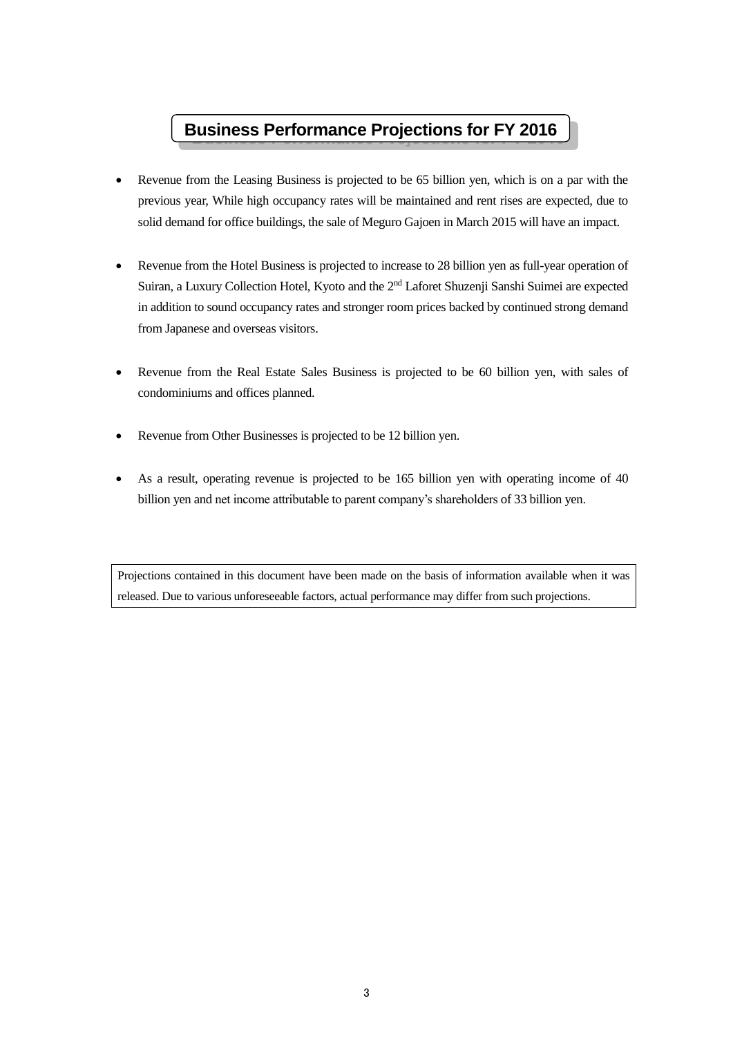## Business Performance Projections for FY 2016

- Revenue from the Leasing Business is projected to be 65 billion yen, which is on a par with the previous year, While high occupancy rates will be maintained and rent rises are expected, due to solid demand for office buildings, the sale of Meguro Gajoen in March 2015 will have an impact.

- Revenue from the Hotel Business is projected to increase to 28 billion yen as full-year operation of Suiran, a Luxury Collection Hotel, Kyoto and the 2nd Laforet Shuzenji Sanshi Suimei are expected in addition to sound occupancy rates and stronger room prices backed by continued strong demand from Japanese and overseas visitors.

- Revenue from the Real Estate Sales Business is projected to be 60 billion yen, with sales of condominiums and offices planned.

- Revenue from Other Businesses is projected to be 12 billion yen.

- As a result, operating revenue is projected to be 165 billion yen with operating income of 40 billion yen and net income attributable to parent company's shareholders of 33 billion yen.

| Projections contained in this document have been made on the basis of information available when it was released. Due to various unforeseeable factors, actual performance may differ from such projections. |
|---|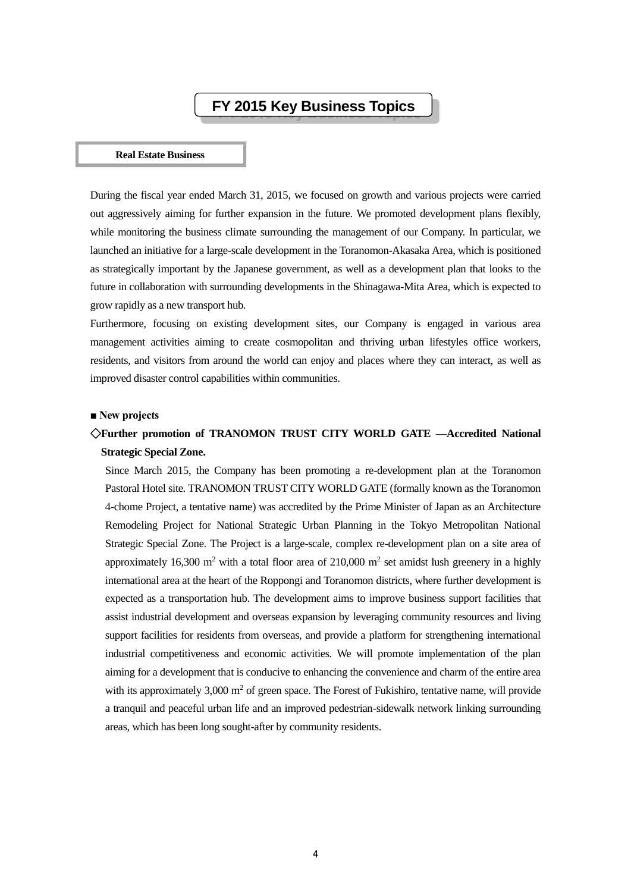# FY 2015 Key Business Topics

## Real Estate Business

During the fiscal year ended March 31, 2015, we focused on growth and various projects were carried out aggressively aiming for further expansion in the future. We promoted development plans flexibly, while monitoring the business climate surrounding the management of our Company. In particular, we launched an initiative for a large-scale development in the Toranomon-Akasaka Area, which is positioned as strategically important by the Japanese government, as well as a development plan that looks to the future in collaboration with surrounding developments in the Shinagawa-Mita Area, which is expected to grow rapidly as a new transport hub.

Furthermore, focusing on existing development sites, our Company is engaged in various area management activities aiming to create cosmopolitan and thriving urban lifestyles office workers, residents, and visitors from around the world can enjoy and places where they can interact, as well as improved disaster control capabilities within communities.

**■ New projects**

**◇Further promotion of TRANOMON TRUST CITY WORLD GATE —Accredited National Strategic Special Zone.**

Since March 2015, the Company has been promoting a re-development plan at the Toranomon Pastoral Hotel site. TRANOMON TRUST CITY WORLD GATE (formally known as the Toranomon 4-chome Project, a tentative name) was accredited by the Prime Minister of Japan as an Architecture Remodeling Project for National Strategic Urban Planning in the Tokyo Metropolitan National Strategic Special Zone. The Project is a large-scale, complex re-development plan on a site area of approximately 16,300 $m^2$ with a total floor area of 210,000 $m^2$ set amidst lush greenery in a highly international area at the heart of the Roppongi and Toranomon districts, where further development is expected as a transportation hub. The development aims to improve business support facilities that assist industrial development and overseas expansion by leveraging community resources and living support facilities for residents from overseas, and provide a platform for strengthening international industrial competitiveness and economic activities. We will promote implementation of the plan aiming for a development that is conducive to enhancing the convenience and charm of the entire area with its approximately 3,000 $m^2$ of green space. The Forest of Fukishiro, tentative name, will provide a tranquil and peaceful urban life and an improved pedestrian-sidewalk network linking surrounding areas, which has been long sought-after by community residents.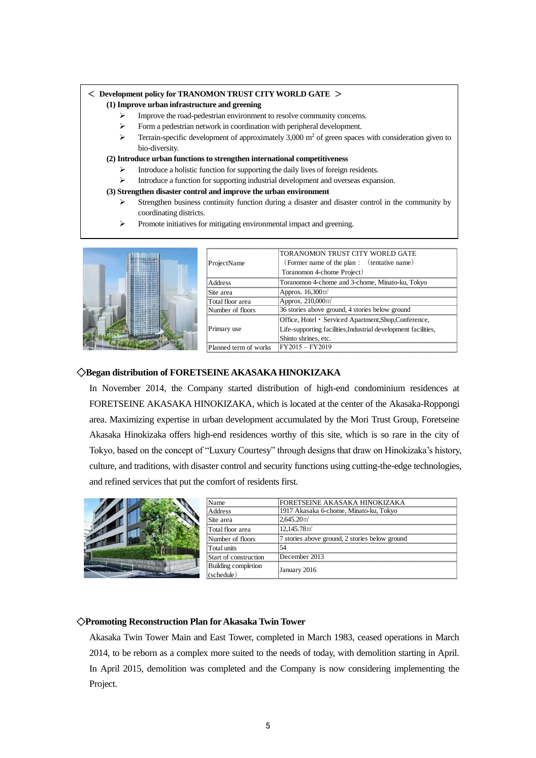＜ **Development policy for TRANOMON TRUST CITY WORLD GATE** ＞

**(1) Improve urban infrastructure and greening**

- Improve the road-pedestrian environment to resolve community concerns.
- Form a pedestrian network in coordination with peripheral development.
- Terrain-specific development of approximately 3,000 $m^2$ of green spaces with consideration given to bio-diversity.

**(2) Introduce urban functions to strengthen international competitiveness**

- Introduce a holistic function for supporting the daily lives of foreign residents.
- Introduce a function for supporting industrial development and overseas expansion.

**(3) Strengthen disaster control and improve the urban environment**

- Strengthen business continuity function during a disaster and disaster control in the community by coordinating districts.
- Promote initiatives for mitigating environmental impact and greening.

| | |
|---|---|
| ProjectName | TORANOMON TRUST CITY WORLD GATE （Former name of the plan： （tentative name） Toranomon 4-chome Project） |
| Address | Toranomon 4-chome and 3-chome, Minato-ku, Tokyo |
| Site area | Approx. 16,300㎡ |
| Total floor area | Approx. 210,000㎡ |
| Number of floors | 36 stories above ground, 4 stories below ground |
| Primary use | Office, Hotel・Serviced Apartment,Shop,Conference, Life-supporting facilities,Industrial development facilities, Shinto shrines, etc. |
| Planned term of works | FY2015 – FY2019 |

## ◇Began distribution of FORETSEINE AKASAKA HINOKIZAKA

In November 2014, the Company started distribution of high-end condominium residences at FORETSEINE AKASAKA HINOKIZAKA, which is located at the center of the Akasaka-Roppongi area. Maximizing expertise in urban development accumulated by the Mori Trust Group, Foretseine Akasaka Hinokizaka offers high-end residences worthy of this site, which is so rare in the city of Tokyo, based on the concept of "Luxury Courtesy" through designs that draw on Hinokizaka's history, culture, and traditions, with disaster control and security functions using cutting-the-edge technologies, and refined services that put the comfort of residents first.

| | |
|---|---|
| Name | FORETSEINE AKASAKA HINOKIZAKA |
| Address | 1917 Akasaka 6-chome, Minato-ku, Tokyo |
| Site area | 2,645.20㎡ |
| Total floor area | 12,145.78㎡ |
| Number of floors | 7 stories above ground, 2 stories below ground |
| Total units | 54 |
| Start of construction | December 2013 |
| Building completion (schedule) | January 2016 |

## ◇Promoting Reconstruction Plan for Akasaka Twin Tower

Akasaka Twin Tower Main and East Tower, completed in March 1983, ceased operations in March 2014, to be reborn as a complex more suited to the needs of today, with demolition starting in April. In April 2015, demolition was completed and the Company is now considering implementing the Project.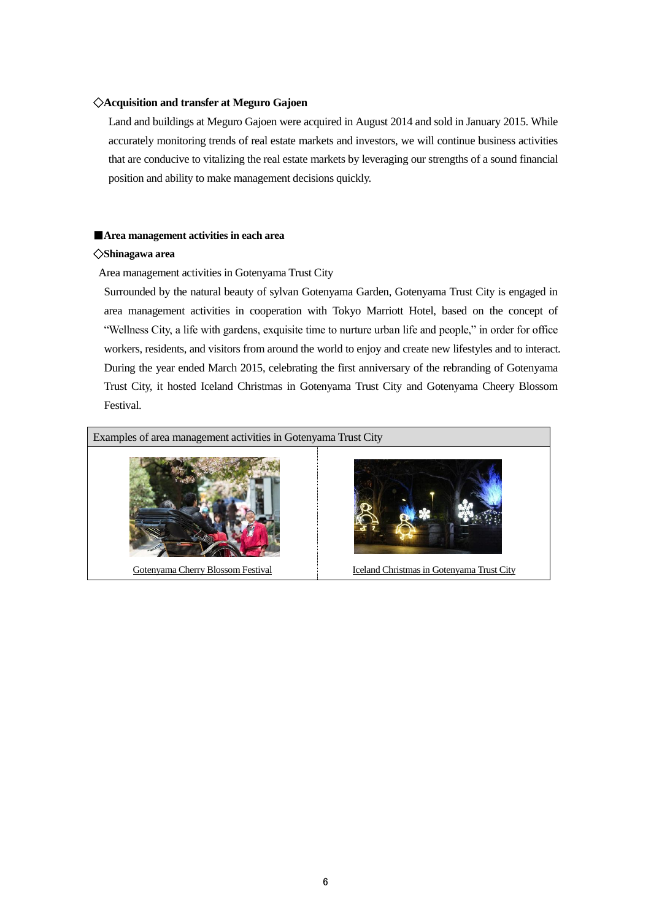### ◇Acquisition and transfer at Meguro Gajoen

Land and buildings at Meguro Gajoen were acquired in August 2014 and sold in January 2015. While accurately monitoring trends of real estate markets and investors, we will continue business activities that are conducive to vitalizing the real estate markets by leveraging our strengths of a sound financial position and ability to make management decisions quickly.

## ■Area management activities in each area

### ◇Shinagawa area

Area management activities in Gotenyama Trust City

Surrounded by the natural beauty of sylvan Gotenyama Garden, Gotenyama Trust City is engaged in area management activities in cooperation with Tokyo Marriott Hotel, based on the concept of "Wellness City, a life with gardens, exquisite time to nurture urban life and people," in order for office workers, residents, and visitors from around the world to enjoy and create new lifestyles and to interact. During the year ended March 2015, celebrating the first anniversary of the rebranding of Gotenyama Trust City, it hosted Iceland Christmas in Gotenyama Trust City and Gotenyama Cheery Blossom Festival.

| Examples of area management activities in Gotenyama Trust City | |
|---|---|
| Gotenyama Cherry Blossom Festival | Iceland Christmas in Gotenyama Trust City |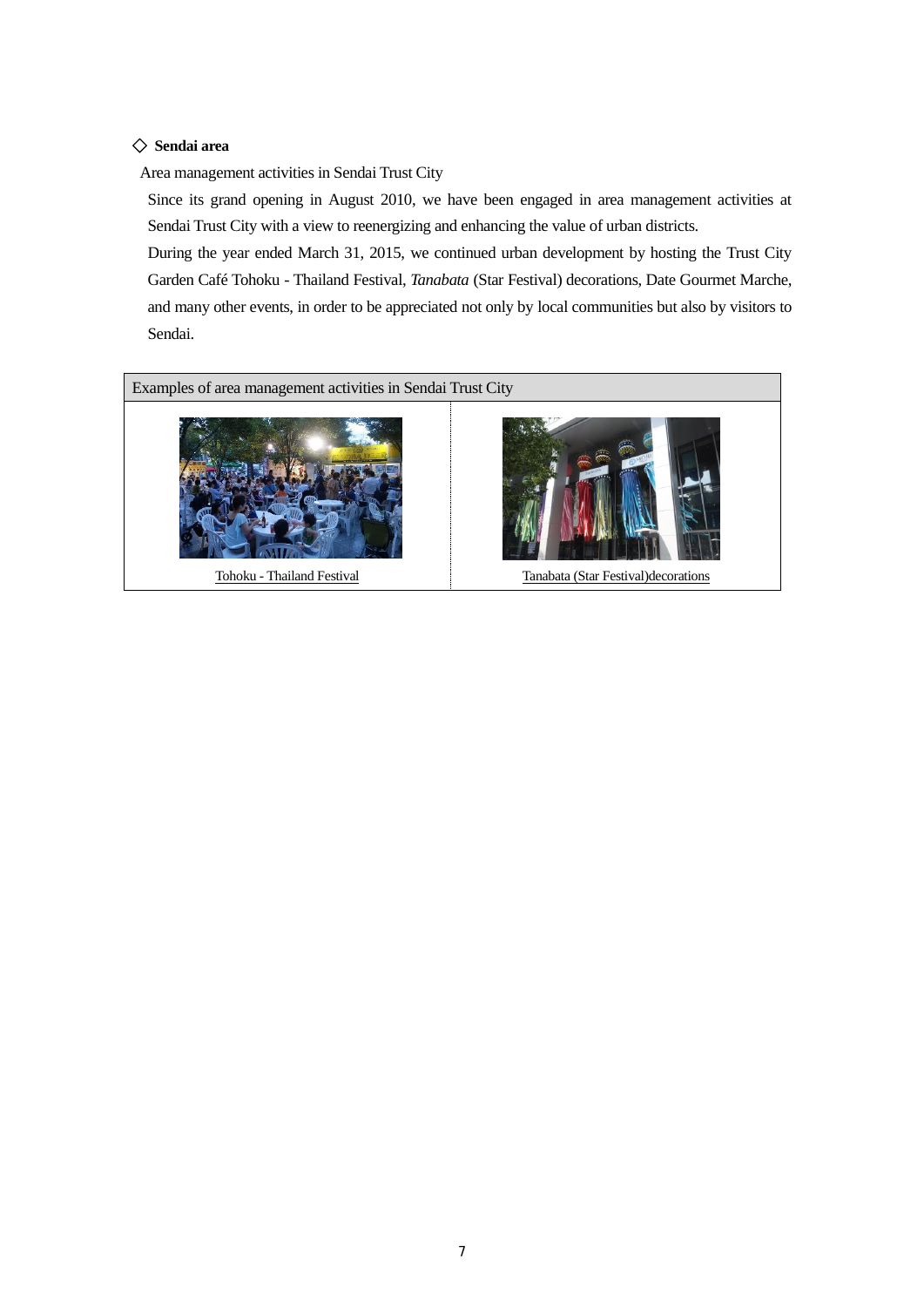◇ **Sendai area**

Area management activities in Sendai Trust City

Since its grand opening in August 2010, we have been engaged in area management activities at Sendai Trust City with a view to reenergizing and enhancing the value of urban districts.

During the year ended March 31, 2015, we continued urban development by hosting the Trust City Garden Café Tohoku - Thailand Festival, *Tanabata* (Star Festival) decorations, Date Gourmet Marche, and many other events, in order to be appreciated not only by local communities but also by visitors to Sendai.

| Examples of area management activities in Sendai Trust City | |
|---|---|
| Tohoku - Thailand Festival | Tanabata (Star Festival)decorations |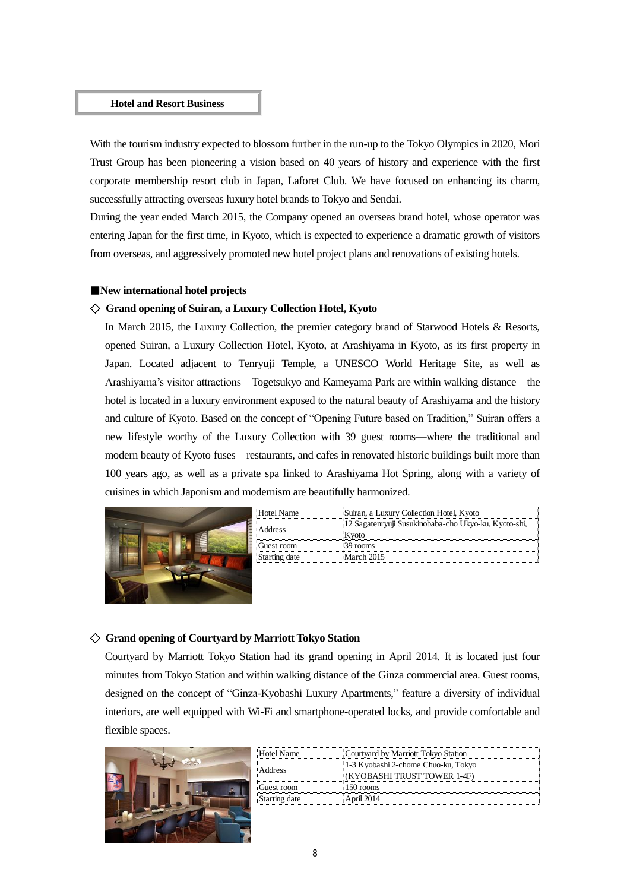## Hotel and Resort Business

With the tourism industry expected to blossom further in the run-up to the Tokyo Olympics in 2020, Mori Trust Group has been pioneering a vision based on 40 years of history and experience with the first corporate membership resort club in Japan, Laforet Club. We have focused on enhancing its charm, successfully attracting overseas luxury hotel brands to Tokyo and Sendai.

During the year ended March 2015, the Company opened an overseas brand hotel, whose operator was entering Japan for the first time, in Kyoto, which is expected to experience a dramatic growth of visitors from overseas, and aggressively promoted new hotel project plans and renovations of existing hotels.

### ■New international hotel projects

#### ◇ Grand opening of Suiran, a Luxury Collection Hotel, Kyoto

In March 2015, the Luxury Collection, the premier category brand of Starwood Hotels & Resorts, opened Suiran, a Luxury Collection Hotel, Kyoto, at Arashiyama in Kyoto, as its first property in Japan. Located adjacent to Tenryuji Temple, a UNESCO World Heritage Site, as well as Arashiyama's visitor attractions—Togetsukyo and Kameyama Park are within walking distance—the hotel is located in a luxury environment exposed to the natural beauty of Arashiyama and the history and culture of Kyoto. Based on the concept of "Opening Future based on Tradition," Suiran offers a new lifestyle worthy of the Luxury Collection with 39 guest rooms—where the traditional and modern beauty of Kyoto fuses—restaurants, and cafes in renovated historic buildings built more than 100 years ago, as well as a private spa linked to Arashiyama Hot Spring, along with a variety of cuisines in which Japonism and modernism are beautifully harmonized.

| | |
|---|---|
| Hotel Name | Suiran, a Luxury Collection Hotel, Kyoto |
| Address | 12 Sagatenryuji Susukinobaba-cho Ukyo-ku, Kyoto-shi, Kyoto |
| Guest room | 39 rooms |
| Starting date | March 2015 |

#### ◇ Grand opening of Courtyard by Marriott Tokyo Station

Courtyard by Marriott Tokyo Station had its grand opening in April 2014. It is located just four minutes from Tokyo Station and within walking distance of the Ginza commercial area. Guest rooms, designed on the concept of "Ginza-Kyobashi Luxury Apartments," feature a diversity of individual interiors, are well equipped with Wi-Fi and smartphone-operated locks, and provide comfortable and flexible spaces.

| | |
|---|---|
| Hotel Name | Courtyard by Marriott Tokyo Station |
| Address | 1-3 Kyobashi 2-chome Chuo-ku, Tokyo (KYOBASHI TRUST TOWER 1-4F) |
| Guest room | 150 rooms |
| Starting date | April 2014 |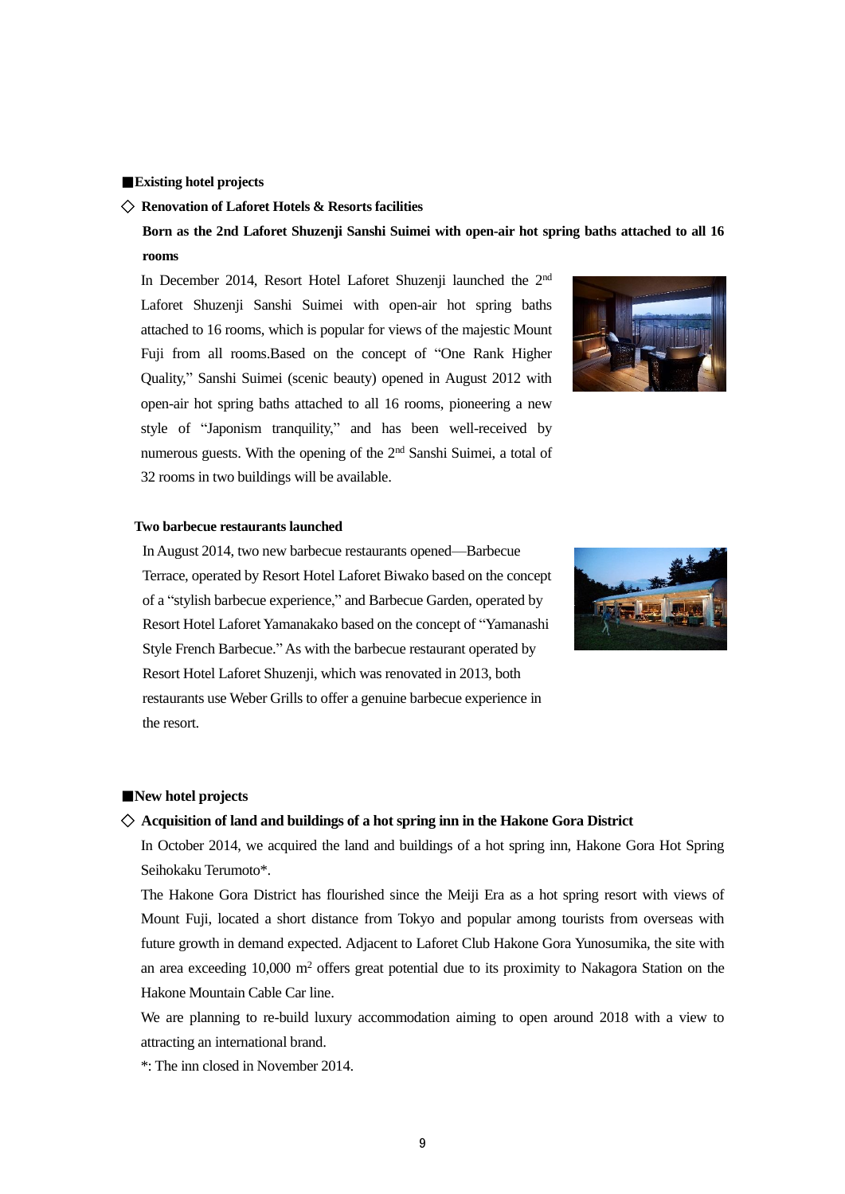## ■Existing hotel projects

### ◇ Renovation of Laforet Hotels & Resorts facilities

**Born as the 2nd Laforet Shuzenji Sanshi Suimei with open-air hot spring baths attached to all 16 rooms**

In December 2014, Resort Hotel Laforet Shuzenji launched the 2nd Laforet Shuzenji Sanshi Suimei with open-air hot spring baths attached to 16 rooms, which is popular for views of the majestic Mount Fuji from all rooms.Based on the concept of "One Rank Higher Quality," Sanshi Suimei (scenic beauty) opened in August 2012 with open-air hot spring baths attached to all 16 rooms, pioneering a new style of "Japonism tranquility," and has been well-received by numerous guests. With the opening of the 2nd Sanshi Suimei, a total of 32 rooms in two buildings will be available.

**Two barbecue restaurants launched**

In August 2014, two new barbecue restaurants opened—Barbecue Terrace, operated by Resort Hotel Laforet Biwako based on the concept of a "stylish barbecue experience," and Barbecue Garden, operated by Resort Hotel Laforet Yamanakako based on the concept of "Yamanashi Style French Barbecue." As with the barbecue restaurant operated by Resort Hotel Laforet Shuzenji, which was renovated in 2013, both restaurants use Weber Grills to offer a genuine barbecue experience in the resort.

## ■New hotel projects

### ◇ Acquisition of land and buildings of a hot spring inn in the Hakone Gora District

In October 2014, we acquired the land and buildings of a hot spring inn, Hakone Gora Hot Spring Seihokaku Terumoto*.

The Hakone Gora District has flourished since the Meiji Era as a hot spring resort with views of Mount Fuji, located a short distance from Tokyo and popular among tourists from overseas with future growth in demand expected. Adjacent to Laforet Club Hakone Gora Yunosumika, the site with an area exceeding 10,000 m$^2$ offers great potential due to its proximity to Nakagora Station on the Hakone Mountain Cable Car line.

We are planning to re-build luxury accommodation aiming to open around 2018 with a view to attracting an international brand.

*: The inn closed in November 2014.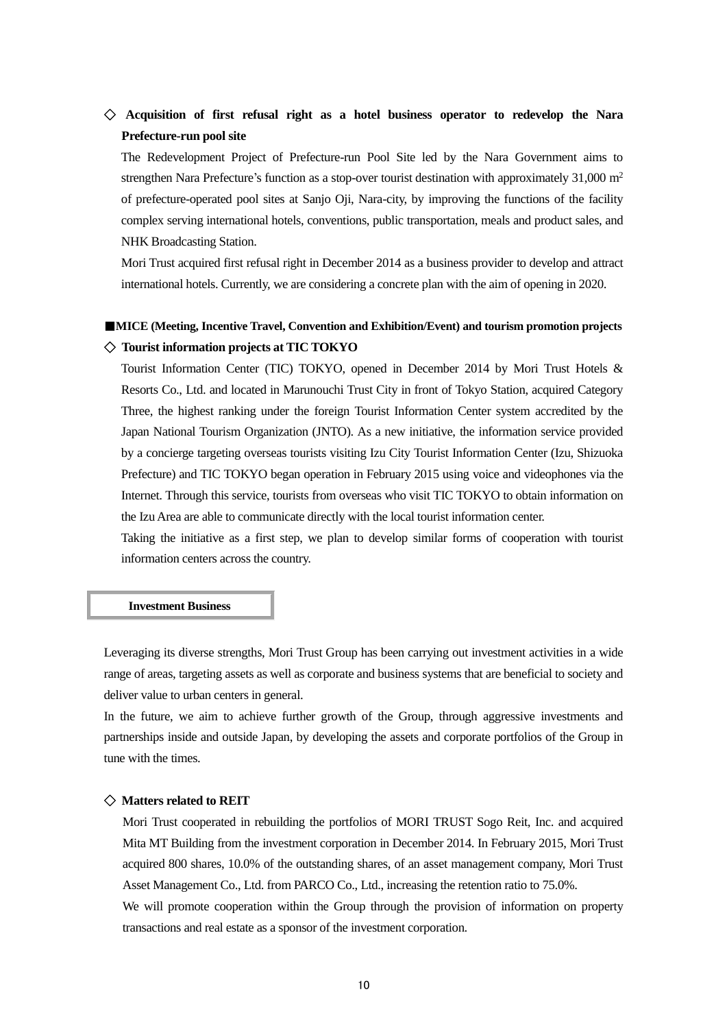### ◇ Acquisition of first refusal right as a hotel business operator to redevelop the Nara Prefecture-run pool site

The Redevelopment Project of Prefecture-run Pool Site led by the Nara Government aims to strengthen Nara Prefecture's function as a stop-over tourist destination with approximately 31,000 $m^2$ of prefecture-operated pool sites at Sanjo Oji, Nara-city, by improving the functions of the facility complex serving international hotels, conventions, public transportation, meals and product sales, and NHK Broadcasting Station.

Mori Trust acquired first refusal right in December 2014 as a business provider to develop and attract international hotels. Currently, we are considering a concrete plan with the aim of opening in 2020.

## ■MICE (Meeting, Incentive Travel, Convention and Exhibition/Event) and tourism promotion projects

### ◇ Tourist information projects at TIC TOKYO

Tourist Information Center (TIC) TOKYO, opened in December 2014 by Mori Trust Hotels & Resorts Co., Ltd. and located in Marunouchi Trust City in front of Tokyo Station, acquired Category Three, the highest ranking under the foreign Tourist Information Center system accredited by the Japan National Tourism Organization (JNTO). As a new initiative, the information service provided by a concierge targeting overseas tourists visiting Izu City Tourist Information Center (Izu, Shizuoka Prefecture) and TIC TOKYO began operation in February 2015 using voice and videophones via the Internet. Through this service, tourists from overseas who visit TIC TOKYO to obtain information on the Izu Area are able to communicate directly with the local tourist information center.

Taking the initiative as a first step, we plan to develop similar forms of cooperation with tourist information centers across the country.

## Investment Business

Leveraging its diverse strengths, Mori Trust Group has been carrying out investment activities in a wide range of areas, targeting assets as well as corporate and business systems that are beneficial to society and deliver value to urban centers in general.

In the future, we aim to achieve further growth of the Group, through aggressive investments and partnerships inside and outside Japan, by developing the assets and corporate portfolios of the Group in tune with the times.

### ◇ Matters related to REIT

Mori Trust cooperated in rebuilding the portfolios of MORI TRUST Sogo Reit, Inc. and acquired Mita MT Building from the investment corporation in December 2014. In February 2015, Mori Trust acquired 800 shares, 10.0% of the outstanding shares, of an asset management company, Mori Trust Asset Management Co., Ltd. from PARCO Co., Ltd., increasing the retention ratio to 75.0%.

We will promote cooperation within the Group through the provision of information on property transactions and real estate as a sponsor of the investment corporation.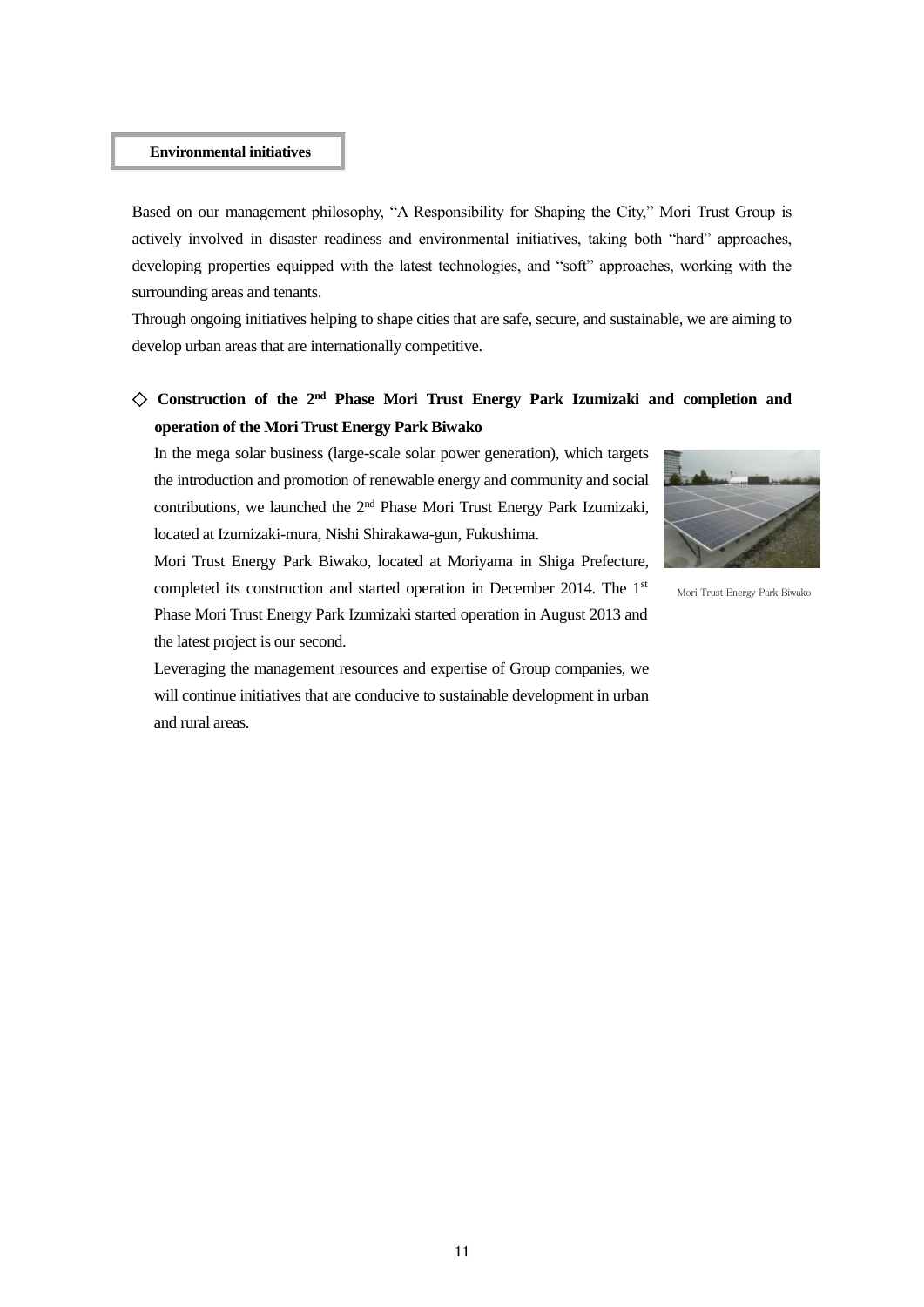## Environmental initiatives

Based on our management philosophy, "A Responsibility for Shaping the City," Mori Trust Group is actively involved in disaster readiness and environmental initiatives, taking both "hard" approaches, developing properties equipped with the latest technologies, and "soft" approaches, working with the surrounding areas and tenants.

Through ongoing initiatives helping to shape cities that are safe, secure, and sustainable, we are aiming to develop urban areas that are internationally competitive.

### ◇ Construction of the 2nd Phase Mori Trust Energy Park Izumizaki and completion and operation of the Mori Trust Energy Park Biwako

In the mega solar business (large-scale solar power generation), which targets the introduction and promotion of renewable energy and community and social contributions, we launched the 2nd Phase Mori Trust Energy Park Izumizaki, located at Izumizaki-mura, Nishi Shirakawa-gun, Fukushima.

Mori Trust Energy Park Biwako, located at Moriyama in Shiga Prefecture, completed its construction and started operation in December 2014. The 1st Phase Mori Trust Energy Park Izumizaki started operation in August 2013 and the latest project is our second.

Mori Trust Energy Park Biwako

Leveraging the management resources and expertise of Group companies, we will continue initiatives that are conducive to sustainable development in urban and rural areas.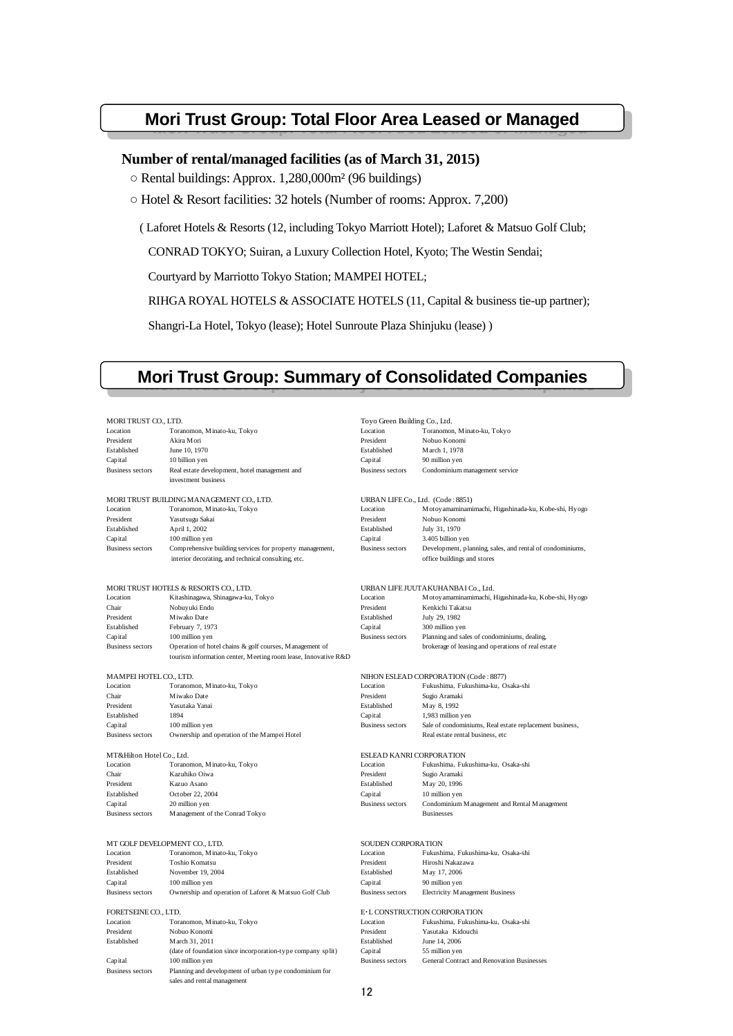## Mori Trust Group: Total Floor Area Leased or Managed

**Number of rental/managed facilities (as of March 31, 2015)**

○ Rental buildings: Approx. 1,280,000m² (96 buildings)

○ Hotel & Resort facilities: 32 hotels (Number of rooms: Approx. 7,200)

( Laforet Hotels & Resorts (12, including Tokyo Marriott Hotel); Laforet & Matsuo Golf Club;
CONRAD TOKYO; Suiran, a Luxury Collection Hotel, Kyoto; The Westin Sendai;
Courtyard by Marriotto Tokyo Station; MAMPEI HOTEL;
RIHGA ROYAL HOTELS & ASSOCIATE HOTELS (11, Capital & business tie-up partner);
Shangri-La Hotel, Tokyo (lease); Hotel Sunroute Plaza Shinjuku (lease) )

## Mori Trust Group: Summary of Consolidated Companies

**MORI TRUST CO., LTD.**

| | |
|---|---|
| Location | Toranomon, Minato-ku, Tokyo |
| President | Akira Mori |
| Established | June 10, 1970 |
| Capital | 10 billion yen |
| Business sectors | Real estate development, hotel management and investment business |

**MORI TRUST BUILDING MANAGEMENT CO., LTD.**

| | |
|---|---|
| Location | Toranomon, Minato-ku, Tokyo |
| President | Yasutsugu Sakai |
| Established | April 1, 2002 |
| Capital | 100 million yen |
| Business sectors | Comprehensive building services for property management, interior decorating, and technical consulting, etc. |

**MORI TRUST HOTELS & RESORTS CO., LTD.**

| | |
|---|---|
| Location | Kitashinagawa, Shinagawa-ku, Tokyo |
| Chair | Nobuyuki Endo |
| President | Miwako Date |
| Established | February 7, 1973 |
| Capital | 100 million yen |
| Business sectors | Operation of hotel chains & golf courses, Management of tourism information center, Meeting room lease, Innovative R&D |

**MAMPEI HOTEL CO., LTD.**

| | |
|---|---|
| Location | Toranomon, Minato-ku, Tokyo |
| Chair | Miwako Date |
| President | Yasutaka Yanai |
| Established | 1894 |
| Capital | 100 million yen |
| Business sectors | Ownership and operation of the Mampei Hotel |

**MT&Hilton Hotel Co., Ltd.**

| | |
|---|---|
| Location | Toranomon, Minato-ku, Tokyo |
| Chair | Kazuhiko Oiwa |
| President | Kazuo Asano |
| Established | October 22, 2004 |
| Capital | 20 million yen |
| Business sectors | Management of the Conrad Tokyo |

**MT GOLF DEVELOPMENT CO., LTD.**

| | |
|---|---|
| Location | Toranomon, Minato-ku, Tokyo |
| President | Toshio Komatsu |
| Established | November 19, 2004 |
| Capital | 100 million yen |
| Business sectors | Ownership and operation of Laforet & Matsuo Golf Club |

**FORETSEINE CO., LTD.**

| | |
|---|---|
| Location | Toranomon, Minato-ku, Tokyo |
| President | Nobuo Konomi |
| Established | March 31, 2011 (date of foundation since incorporation-type company split) |
| Capital | 100 million yen |
| Business sectors | Planning and development of urban type condominium for sales and rental management |

**Toyo Green Building Co., Ltd.**

| | |
|---|---|
| Location | Toranomon, Minato-ku, Tokyo |
| President | Nobuo Konomi |
| Established | March 1, 1978 |
| Capital | 90 million yen |
| Business sectors | Condominium management service |

**URBAN LIFE Co., Ltd. (Code : 8851)**

| | |
|---|---|
| Location | Motoyamaminamimachi, Higashinada-ku, Kobe-shi, Hyogo |
| President | Nobuo Konomi |
| Established | July 31, 1970 |
| Capital | 3.405 billion yen |
| Business sectors | Development, planning, sales, and rental of condominiums, office buildings and stores |

**URBAN LIFE JUUTAKUHANBAI Co., Ltd.**

| | |
|---|---|
| Location | Motoyamaminamimachi, Higashinada-ku, Kobe-shi, Hyogo |
| President | Kenkichi Takatsu |
| Established | July 29, 1982 |
| Capital | 300 million yen |
| Business sectors | Planning and sales of condominiums, dealing, brokerage of leasing and operations of real estate |

**NIHON ESLEAD CORPORATION (Code : 8877)**

| | |
|---|---|
| Location | Fukushima, Fukushima-ku, Osaka-shi |
| President | Sugio Aramaki |
| Established | May 8, 1992 |
| Capital | 1,983 million yen |
| Business sectors | Sale of condominiums, Real estate replacement business, Real estate rental business, etc |

**ESLEAD KANRI CORPORATION**

| | |
|---|---|
| Location | Fukushima, Fukushima-ku, Osaka-shi |
| President | Sugio Aramaki |
| Established | May 20, 1996 |
| Capital | 10 million yen |
| Business sectors | Condominium Management and Rental Management Businesses |

**SOUDEN CORPORATION**

| | |
|---|---|
| Location | Fukushima, Fukushima-ku, Osaka-shi |
| President | Hiroshi Nakazawa |
| Established | May 17, 2006 |
| Capital | 90 million yen |
| Business sectors | Electricity Management Business |

**E･L CONSTRUCTION CORPORATION**

| | |
|---|---|
| Location | Fukushima, Fukushima-ku, Osaka-shi |
| President | Yasutaka Kidouchi |
| Established | June 14, 2006 |
| Capital | 55 million yen |
| Business sectors | General Contract and Renovation Businesses |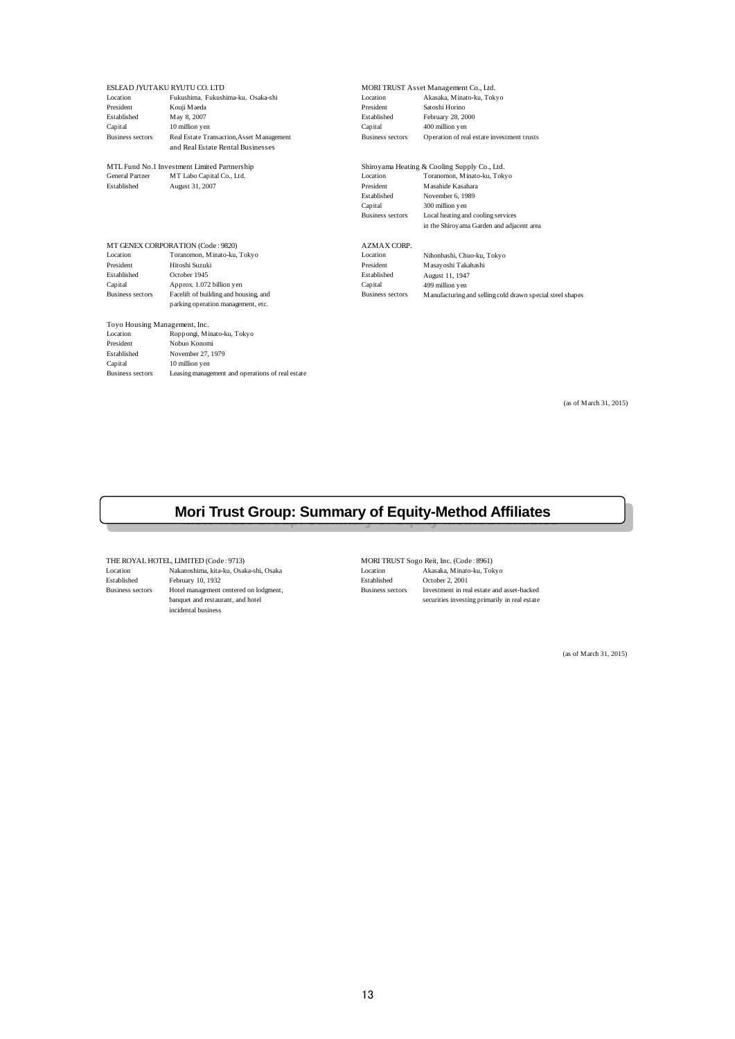ESLEAD JYUTAKU RYUTU CO. LTD

| | |
|---|---|
| Location | Fukushima, Fukushima-ku, Osaka-shi |
| President | Kouji Maeda |
| Established | May 8, 2007 |
| Capital | 10 million yen |
| Business sectors | Real Estate Transaction,Asset Management and Real Estate Rental Businesses |

MTL Fund No.1 Investment Limited Partnership

| | |
|---|---|
| General Partner | MT Labo Capital Co., Ltd. |
| Established | August 31, 2007 |

MT GENEX CORPORATION (Code : 9820)

| | |
|---|---|
| Location | Toranomon, Minato-ku, Tokyo |
| President | Hitoshi Suzuki |
| Established | October 1945 |
| Capital | Approx. 1.072 billion yen |
| Business sectors | Facelift of building and housing, and parking operation management, etc. |

Toyo Housing Management, Inc.

| | |
|---|---|
| Location | Roppongi, Minato-ku, Tokyo |
| President | Nobuo Konomi |
| Established | November 27, 1979 |
| Capital | 10 million yen |
| Business sectors | Leasing management and operations of real estate |

MORI TRUST Asset Management Co., Ltd.

| | |
|---|---|
| Location | Akasaka, Minato-ku, Tokyo |
| President | Satoshi Horino |
| Established | February 28, 2000 |
| Capital | 400 million yen |
| Business sectors | Operation of real estate investment trusts |

Shiroyama Heating & Cooling Supply Co., Ltd.

| | |
|---|---|
| Location | Toranomon, Minato-ku, Tokyo |
| President | Masahide Kasahara |
| Established | November 6, 1989 |
| Capital | 300 million yen |
| Business sectors | Local heating and cooling services in the Shiroyama Garden and adjacent area |

AZMAX CORP.

| | |
|---|---|
| Location | Nihonbashi, Chuo-ku, Tokyo |
| President | Masayoshi Takahashi |
| Established | August 11, 1947 |
| Capital | 499 million yen |
| Business sectors | Manufacturing and selling cold drawn special steel shapes |

(as of March 31, 2015)

# Mori Trust Group: Summary of Equity-Method Affiliates

THE ROYAL HOTEL, LIMITED (Code : 9713)

| | |
|---|---|
| Location | Nakanoshima, kita-ku, Osaka-shi, Osaka |
| Established | February 10, 1932 |
| Business sectors | Hotel management centered on lodgment, banquet and restaurant, and hotel incidental business |

MORI TRUST Sogo Reit, Inc. (Code : 8961)

| | |
|---|---|
| Location | Akasaka, Minato-ku, Tokyo |
| Established | October 2, 2001 |
| Business sectors | Investment in real estate and asset-backed securities investing primarily in real estate |

(as of March 31, 2015)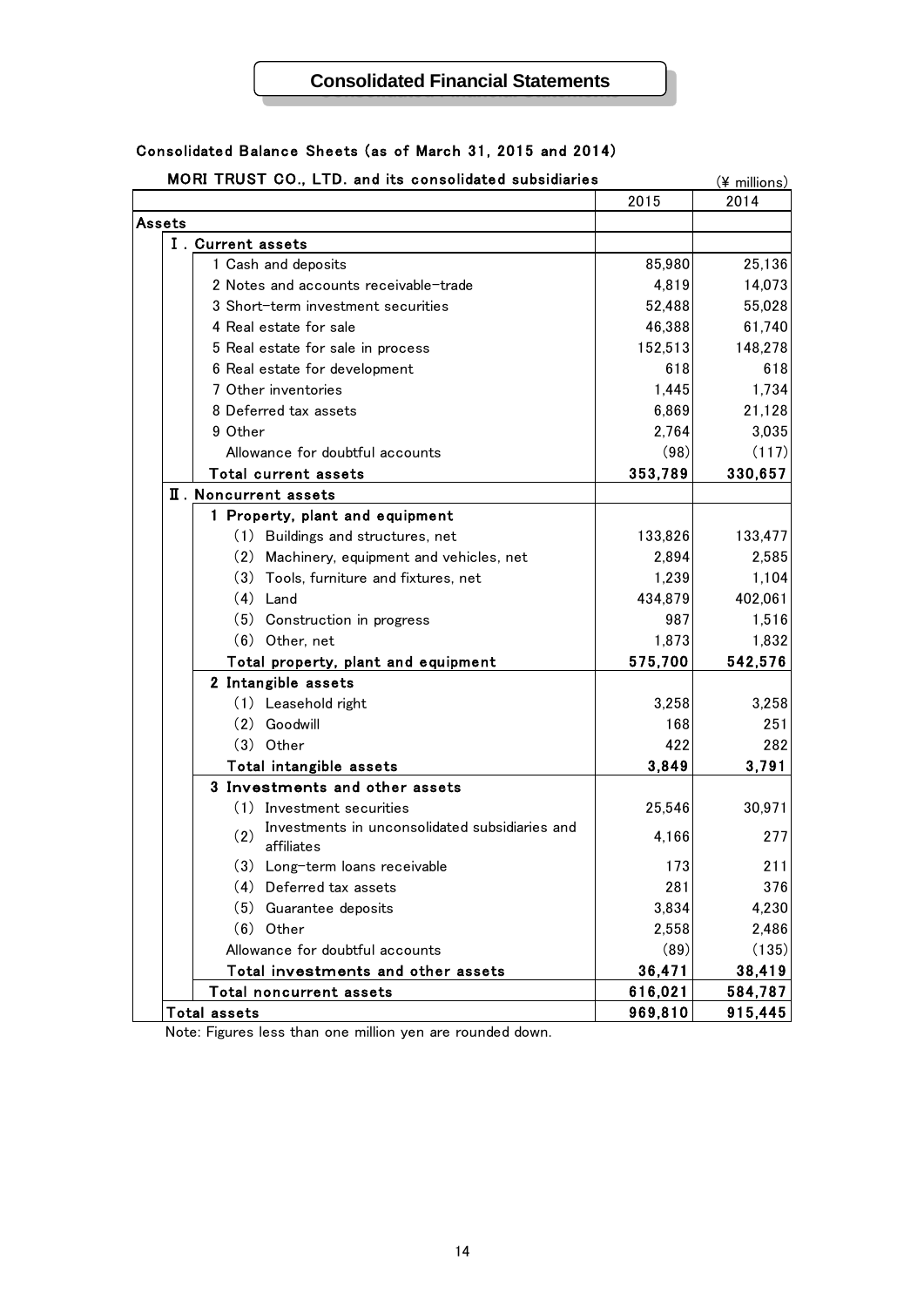# Consolidated Financial Statements

### Consolidated Balance Sheets (as of March 31, 2015 and 2014)

MORI TRUST CO., LTD. and its consolidated subsidiaries (¥ millions)

| | 2015 | 2014 |
|---|---|---|
| **Assets** | | |
| **Ⅰ. Current assets** | | |
| 1 Cash and deposits | 85,980 | 25,136 |
| 2 Notes and accounts receivable-trade | 4,819 | 14,073 |
| 3 Short-term investment securities | 52,488 | 55,028 |
| 4 Real estate for sale | 46,388 | 61,740 |
| 5 Real estate for sale in process | 152,513 | 148,278 |
| 6 Real estate for development | 618 | 618 |
| 7 Other inventories | 1,445 | 1,734 |
| 8 Deferred tax assets | 6,869 | 21,128 |
| 9 Other | 2,764 | 3,035 |
| Allowance for doubtful accounts | (98) | (117) |
| **Total current assets** | **353,789** | **330,657** |
| **Ⅱ. Noncurrent assets** | | |
| **1 Property, plant and equipment** | | |
| (1) Buildings and structures, net | 133,826 | 133,477 |
| (2) Machinery, equipment and vehicles, net | 2,894 | 2,585 |
| (3) Tools, furniture and fixtures, net | 1,239 | 1,104 |
| (4) Land | 434,879 | 402,061 |
| (5) Construction in progress | 987 | 1,516 |
| (6) Other, net | 1,873 | 1,832 |
| **Total property, plant and equipment** | **575,700** | **542,576** |
| **2 Intangible assets** | | |
| (1) Leasehold right | 3,258 | 3,258 |
| (2) Goodwill | 168 | 251 |
| (3) Other | 422 | 282 |
| **Total intangible assets** | **3,849** | **3,791** |
| **3 Investments and other assets** | | |
| (1) Investment securities | 25,546 | 30,971 |
| (2) Investments in unconsolidated subsidiaries and affiliates | 4,166 | 277 |
| (3) Long-term loans receivable | 173 | 211 |
| (4) Deferred tax assets | 281 | 376 |
| (5) Guarantee deposits | 3,834 | 4,230 |
| (6) Other | 2,558 | 2,486 |
| Allowance for doubtful accounts | (89) | (135) |
| **Total investments and other assets** | **36,471** | **38,419** |
| **Total noncurrent assets** | **616,021** | **584,787** |
| **Total assets** | **969,810** | **915,445** |

Note: Figures less than one million yen are rounded down.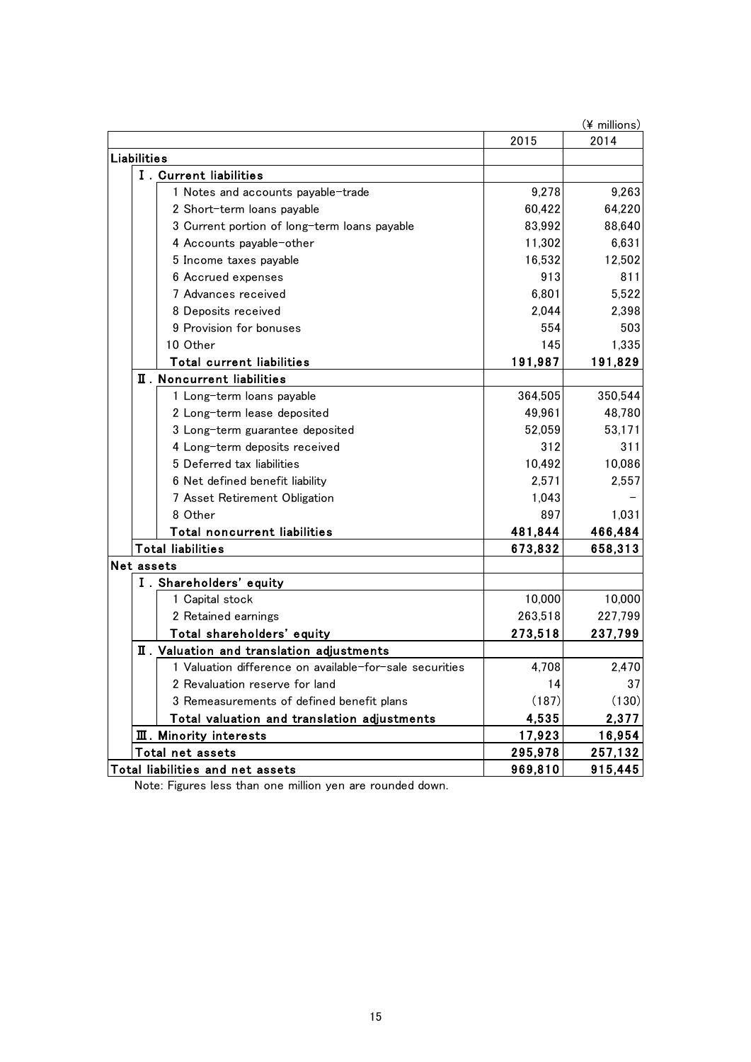(¥ millions)

| | 2015 | 2014 |
|---|---|---|
| **Liabilities** | | |
| **Ⅰ. Current liabilities** | | |
| 1 Notes and accounts payable-trade | 9,278 | 9,263 |
| 2 Short-term loans payable | 60,422 | 64,220 |
| 3 Current portion of long-term loans payable | 83,992 | 88,640 |
| 4 Accounts payable-other | 11,302 | 6,631 |
| 5 Income taxes payable | 16,532 | 12,502 |
| 6 Accrued expenses | 913 | 811 |
| 7 Advances received | 6,801 | 5,522 |
| 8 Deposits received | 2,044 | 2,398 |
| 9 Provision for bonuses | 554 | 503 |
| 10 Other | 145 | 1,335 |
| **Total current liabilities** | **191,987** | **191,829** |
| **Ⅱ. Noncurrent liabilities** | | |
| 1 Long-term loans payable | 364,505 | 350,544 |
| 2 Long-term lease deposited | 49,961 | 48,780 |
| 3 Long-term guarantee deposited | 52,059 | 53,171 |
| 4 Long-term deposits received | 312 | 311 |
| 5 Deferred tax liabilities | 10,492 | 10,086 |
| 6 Net defined benefit liability | 2,571 | 2,557 |
| 7 Asset Retirement Obligation | 1,043 | − |
| 8 Other | 897 | 1,031 |
| **Total noncurrent liabilities** | **481,844** | **466,484** |
| **Total liabilities** | **673,832** | **658,313** |
| **Net assets** | | |
| **Ⅰ. Shareholders' equity** | | |
| 1 Capital stock | 10,000 | 10,000 |
| 2 Retained earnings | 263,518 | 227,799 |
| **Total shareholders' equity** | **273,518** | **237,799** |
| **Ⅱ. Valuation and translation adjustments** | | |
| 1 Valuation difference on available-for-sale securities | 4,708 | 2,470 |
| 2 Revaluation reserve for land | 14 | 37 |
| 3 Remeasurements of defined benefit plans | (187) | (130) |
| **Total valuation and translation adjustments** | **4,535** | **2,377** |
| **Ⅲ. Minority interests** | **17,923** | **16,954** |
| **Total net assets** | **295,978** | **257,132** |
| **Total liabilities and net assets** | **969,810** | **915,445** |

Note: Figures less than one million yen are rounded down.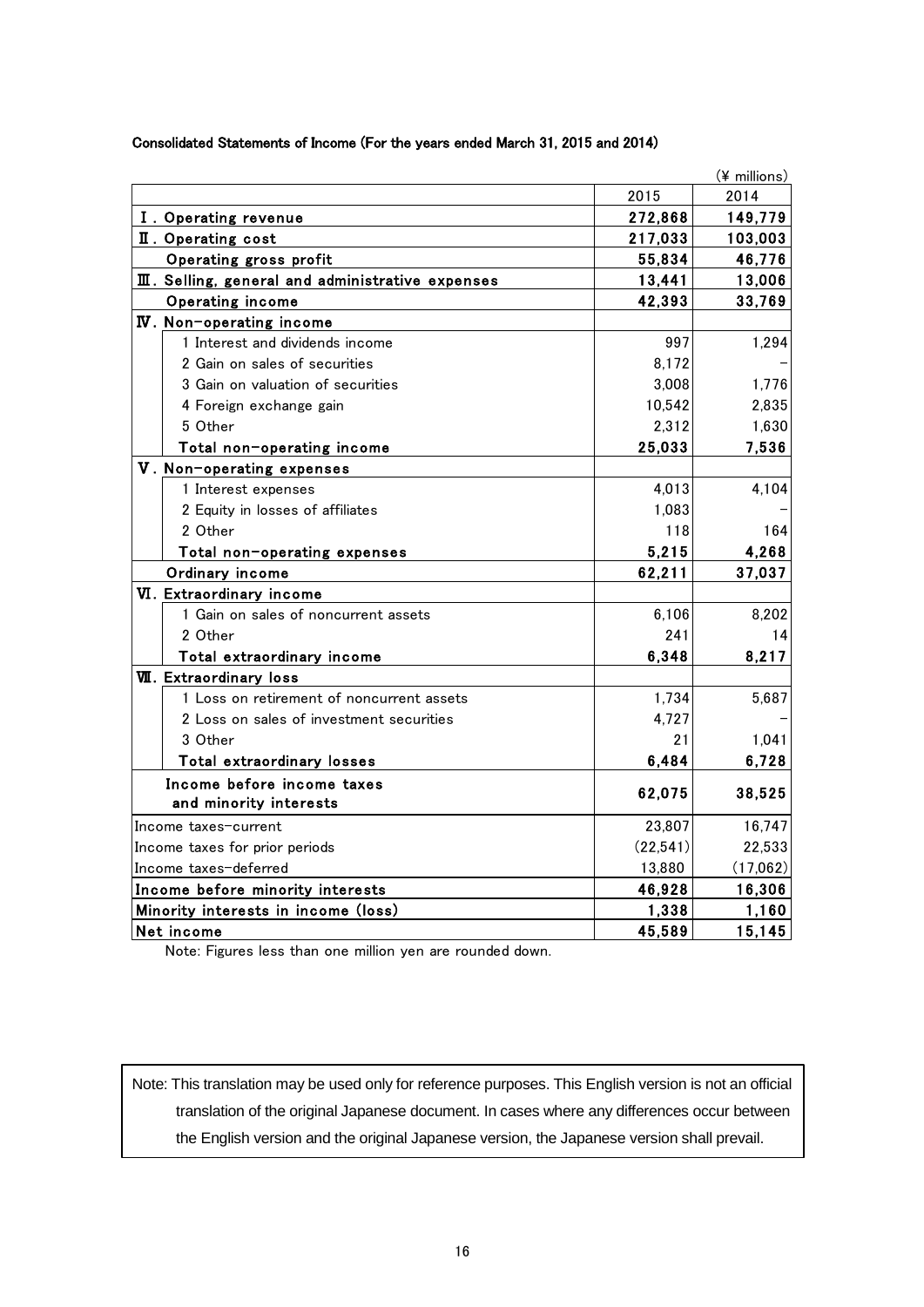Consolidated Statements of Income (For the years ended March 31, 2015 and 2014)

(¥ millions)

| | 2015 | 2014 |
|---|---|---|
| **Ⅰ. Operating revenue** | **272,868** | **149,779** |
| **Ⅱ. Operating cost** | **217,033** | **103,003** |
| **Operating gross profit** | **55,834** | **46,776** |
| **Ⅲ. Selling, general and administrative expenses** | **13,441** | **13,006** |
| **Operating income** | **42,393** | **33,769** |
| **Ⅳ. Non-operating income** | | |
| 1 Interest and dividends income | 997 | 1,294 |
| 2 Gain on sales of securities | 8,172 | – |
| 3 Gain on valuation of securities | 3,008 | 1,776 |
| 4 Foreign exchange gain | 10,542 | 2,835 |
| 5 Other | 2,312 | 1,630 |
| **Total non-operating income** | **25,033** | **7,536** |
| **Ⅴ. Non-operating expenses** | | |
| 1 Interest expenses | 4,013 | 4,104 |
| 2 Equity in losses of affiliates | 1,083 | – |
| 2 Other | 118 | 164 |
| **Total non-operating expenses** | **5,215** | **4,268** |
| **Ordinary income** | **62,211** | **37,037** |
| **Ⅵ. Extraordinary income** | | |
| 1 Gain on sales of noncurrent assets | 6,106 | 8,202 |
| 2 Other | 241 | 14 |
| **Total extraordinary income** | **6,348** | **8,217** |
| **Ⅶ. Extraordinary loss** | | |
| 1 Loss on retirement of noncurrent assets | 1,734 | 5,687 |
| 2 Loss on sales of investment securities | 4,727 | – |
| 3 Other | 21 | 1,041 |
| **Total extraordinary losses** | **6,484** | **6,728** |
| **Income before income taxes and minority interests** | **62,075** | **38,525** |
| Income taxes-current | 23,807 | 16,747 |
| Income taxes for prior periods | (22,541) | 22,533 |
| Income taxes-deferred | 13,880 | (17,062) |
| **Income before minority interests** | **46,928** | **16,306** |
| **Minority interests in income (loss)** | **1,338** | **1,160** |
| **Net income** | **45,589** | **15,145** |

Note: Figures less than one million yen are rounded down.

Note: This translation may be used only for reference purposes. This English version is not an official translation of the original Japanese document. In cases where any differences occur between the English version and the original Japanese version, the Japanese version shall prevail.